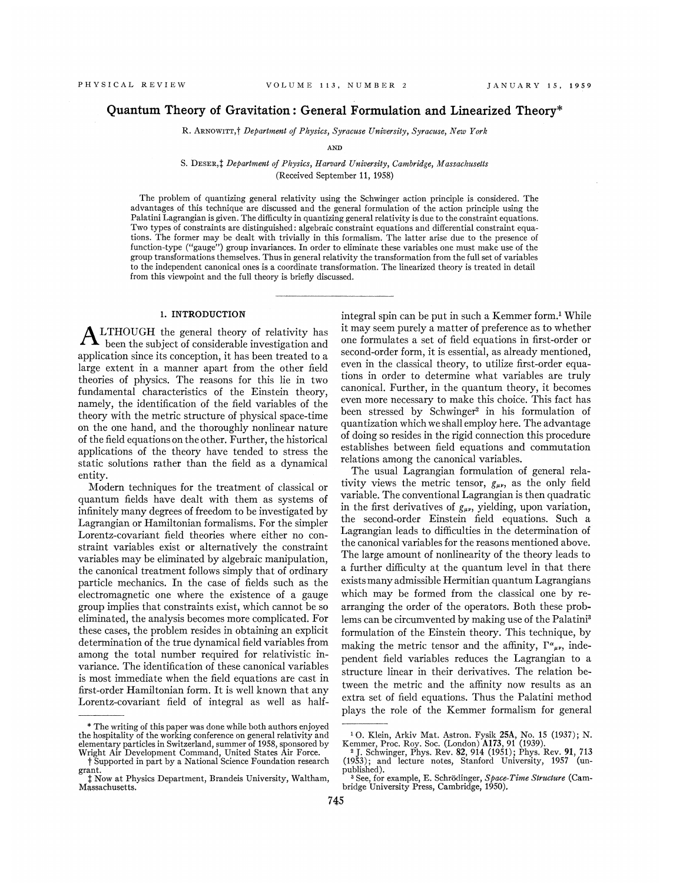# Quantum Theory of Gravitation: General Formulation and Linearized Theory*

R. ARNOWITT,† *Department of Physics, Syracuse University, Syracuse, New York*

AND

S. DESER,‡ *Department of Physics, Harvard University, Cambridge, Massachusetts*

(Received September 11, 1958)

The problem of quantizing general relativity using the Schwinger action principle is considered. The advantages of this technique are discussed and the general formulation of the action principle using the Palatini Lagrangian is given. The difficulty in quantizing general relativity is due to the constraint equations. Two types of constraints are distinguished: algebraic constraint equations and differential constraint equations. The former may be dealt with trivially in this formalism. The latter arise due to the presence of function-type ("gauge") group invariances. In order to eliminate these variables one must make use of the group transformations themselves. Thus in general relativity the transformation from the full set of variables to the independent canonical ones is a coordinate transformation. The linearized theory is treated in detail from this viewpoint and the full theory is briefly discussed.

## 1. INTRODUCTION

Although the general theory of relativity has been the subject of considerable investigation and application since its conception, it has been treated to a large extent in a manner apart from the other field theories of physics. The reasons for this lie in two fundamental characteristics of the Einstein theory, namely, the identification of the field variables of the theory with the metric structure of physical space-time on the one hand, and the thoroughly nonlinear nature of the field equations on the other. Further, the historical applications of the theory have tended to stress the static solutions rather than the field as a dynamical entity.

Modern techniques for the treatment of classical or quantum fields have dealt with them as systems of infinitely many degrees of freedom to be investigated by Lagrangian or Hamiltonian formalisms. For the simpler Lorentz-covariant field theories where either no constraint variables exist or alternatively the constraint variables may be eliminated by algebraic manipulation, the canonical treatment follows simply that of ordinary particle mechanics. In the case of fields such as the electromagnetic one where the existence of a gauge group implies that constraints exist, which cannot be so eliminated, the analysis becomes more complicated. For these cases, the problem resides in obtaining an explicit determination of the true dynamical field variables from among the total number required for relativistic invariance. The identification of these canonical variables is most immediate when the field equations are cast in first-order Hamiltonian form. It is well known that any Lorentz-covariant field of integral as well as half-integral spin can be put in such a Kemmer form.[1] While it may seem purely a matter of preference as to whether one formulates a set of field equations in first-order or second-order form, it is essential, as already mentioned, even in the classical theory, to utilize first-order equations in order to determine what variables are truly canonical. Further, in the quantum theory, it becomes even more necessary to make this choice. This fact has been stressed by Schwinger[2] in his formulation of quantization which we shall employ here. The advantage of doing so resides in the rigid connection this procedure establishes between field equations and commutation relations among the canonical variables.

The usual Lagrangian formulation of general relativity views the metric tensor, $g_{\mu\nu}$, as the only field variable. The conventional Lagrangian is then quadratic in the first derivatives of $g_{\mu\nu}$, yielding, upon variation, the second-order Einstein field equations. Such a Lagrangian leads to difficulties in the determination of the canonical variables for the reasons mentioned above. The large amount of nonlinearity of the theory leads to a further difficulty at the quantum level in that there exists many admissible Hermitian quantum Lagrangians which may be formed from the classical one by rearranging the order of the operators. Both these problems can be circumvented by making use of the Palatini[3] formulation of the Einstein theory. This technique, by making the metric tensor and the affinity, $\Gamma^{\alpha}{}_{\mu\nu}$, independent field variables reduces the Lagrangian to a structure linear in their derivatives. The relation between the metric and the affinity now results as an extra set of field equations. Thus the Palatini method plays the role of the Kemmer formalism for general

---

\* The writing of this paper was done while both authors enjoyed the hospitality of the working conference on general relativity and elementary particles in Switzerland, summer of 1958, sponsored by Wright Air Development Command, United States Air Force.

† Supported in part by a National Science Foundation research grant.

‡ Now at Physics Department, Brandeis University, Waltham, Massachusetts.

[1] O. Klein, Arkiv Mat. Astron. Fysik **25A**, No. 15 (1937); N. Kemmer, Proc. Roy. Soc. (London) **A173**, 91 (1939).

[2] J. Schwinger, Phys. Rev. **82**, 914 (1951); Phys. Rev. **91**, 713 (1953); and lecture notes, Stanford University, 1957 (unpublished).

[3] See, for example, E. Schrödinger, *Space-Time Structure* (Cambridge University Press, Cambridge, 1950).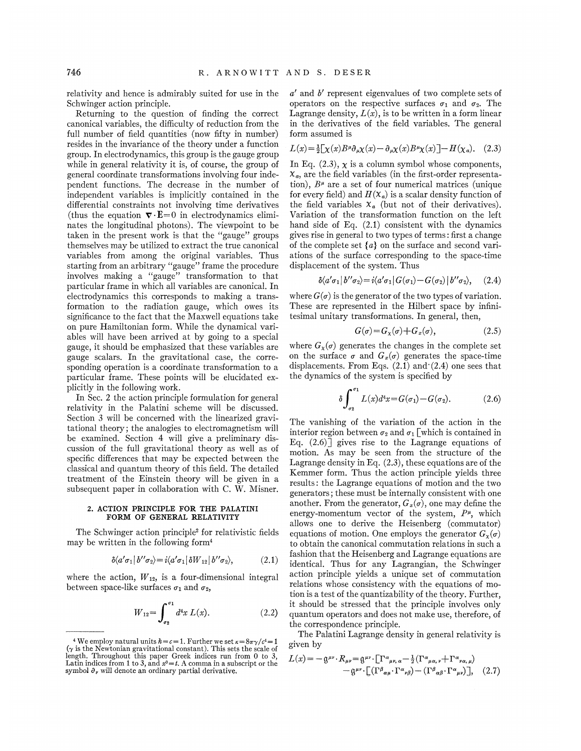relativity and hence is admirably suited for use in the Schwinger action principle.

Returning to the question of finding the correct canonical variables, the difficulty of reduction from the full number of field quantities (now fifty in number) resides in the invariance of the theory under a function group. In electrodynamics, this group is the gauge group while in general relativity it is, of course, the group of general coordinate transformations involving four independent functions. The decrease in the number of independent variables is implicitly contained in the differential constraints not involving time derivatives (thus the equation $\nabla\cdot\mathbf{E}=0$ in electrodynamics eliminates the longitudinal photons). The viewpoint to be taken in the present work is that the "gauge" groups themselves may be utilized to extract the true canonical variables from among the original variables. Thus starting from an arbitrary "gauge" frame the procedure involves making a "gauge" transformation to that particular frame in which all variables are canonical. In electrodynamics this corresponds to making a transformation to the radiation gauge, which owes its significance to the fact that the Maxwell equations take on pure Hamiltonian form. While the dynamical variables will have been arrived at by going to a special gauge, it should be emphasized that these variables are gauge scalars. In the gravitational case, the corresponding operation is a coordinate transformation to a particular frame. These points will be elucidated explicitly in the following work.

In Sec. 2 the action principle formulation for general relativity in the Palatini scheme will be discussed. Section 3 will be concerned with the linearized gravitational theory; the analogies to electromagnetism will be examined. Section 4 will give a preliminary discussion of the full gravitational theory as well as of specific differences that may be expected between the classical and quantum theory of this field. The detailed treatment of the Einstein theory will be given in a subsequent paper in collaboration with C. W. Misner.

## 2. ACTION PRINCIPLE FOR THE PALATINI FORM OF GENERAL RELATIVITY

The Schwinger action principle[2] for relativistic fields may be written in the following form[4]

$$\delta\langle a'\sigma_1|b''\sigma_2\rangle=i\langle a'\sigma_1|\delta W_{12}|b''\sigma_2\rangle, \tag{2.1}$$

where the action, $W_{12}$, is a four-dimensional integral between space-like surfaces $\sigma_1$ and $\sigma_2$,

$$W_{12}=\int_{\sigma_2}^{\sigma_1} d^4x\, L(x). \tag{2.2}$$

$a'$ and $b'$ represent eigenvalues of two complete sets of operators on the respective surfaces $\sigma_1$ and $\sigma_2$. The Lagrange density, $L(x)$, is to be written in a form linear in the derivatives of the field variables. The general form assumed is

$$L(x)=\tfrac{1}{2}[\chi(x)B^\mu\partial_\mu\chi(x)-\partial_\mu\chi(x)B^\mu\chi(x)]-H(\chi_a). \tag{2.3}$$

In Eq. (2.3), $\chi$ is a column symbol whose components, $\chi_a$, are the field variables (in the first-order representation), $B^\mu$ are a set of four numerical matrices (unique for every field) and $H(\chi_a)$ is a scalar density function of the field variables $\chi_a$ (but not of their derivatives). Variation of the transformation function on the left hand side of Eq. (2.1) consistent with the dynamics gives rise in general to two types of terms: first a change of the complete set $\{a\}$ on the surface and second variations of the surface corresponding to the space-time displacement of the system. Thus

$$\delta\langle a'\sigma_1|b''\sigma_2\rangle=i\langle a'\sigma_1|G(\sigma_1)-G(\sigma_2)|b''\sigma_2\rangle, \tag{2.4}$$

where $G(\sigma)$ is the generator of the two types of variation. These are represented in the Hilbert space by infinitesimal unitary transformations. In general, then,

$$G(\sigma)=G_\chi(\sigma)+G_x(\sigma), \tag{2.5}$$

where $G_\chi(\sigma)$ generates the changes in the complete set on the surface $\sigma$ and $G_x(\sigma)$ generates the space-time displacements. From Eqs. (2.1) and (2.4) one sees that the dynamics of the system is specified by

$$\delta\int_{\sigma_2}^{\sigma_1} L(x)d^4x=G(\sigma_1)-G(\sigma_2). \tag{2.6}$$

The vanishing of the variation of the action in the interior region between $\sigma_2$ and $\sigma_1$ [which is contained in Eq. (2.6)] gives rise to the Lagrange equations of motion. As may be seen from the structure of the Lagrange density in Eq. (2.3), these equations are of the Kemmer form. Thus the action principle yields three results: the Lagrange equations of motion and the two generators; these must be internally consistent with one another. From the generator, $G_x(\sigma)$, one may define the energy-momentum vector of the system, $P^\mu$, which allows one to derive the Heisenberg (commutator) equations of motion. One employs the generator $G_\chi(\sigma)$ to obtain the canonical commutation relations in such a fashion that the Heisenberg and Lagrange equations are identical. Thus for any Lagrangian, the Schwinger action principle yields a unique set of commutation relations whose consistency with the equations of motion is a test of the quantizability of the theory. Further, it should be stressed that the principle involves only quantum operators and does not make use, therefore, of the correspondence principle.

The Palatini Lagrange density in general relativity is given by

$$L(x)=-\mathfrak{g}^{\mu\nu}\cdot R_{\mu\nu}=\mathfrak{g}^{\mu\nu}\cdot[\Gamma^\alpha{}_{\mu\nu,\alpha}-\tfrac{1}{2}(\Gamma^\alpha{}_{\mu\alpha,\nu}+\Gamma^\alpha{}_{\nu\alpha,\mu}) \\ -\mathfrak{g}^{\mu\nu}\cdot[(\Gamma^\beta{}_{\alpha\mu}\cdot\Gamma^\alpha{}_{\nu\beta})-(\Gamma^\beta{}_{\alpha\beta}\cdot\Gamma^\alpha{}_{\mu\nu})], \tag{2.7}$$

---

[4] We employ natural units $\hbar=c=1$. Further we set $\kappa=8\pi\gamma/c^4=1$ ($\gamma$ is the Newtonian gravitational constant). This sets the scale of length. Throughout this paper Greek indices run from 0 to 3, Latin indices from 1 to 3, and $x^0=t$. A comma in a subscript or the symbol $\partial_\nu$ will denote an ordinary partial derivative.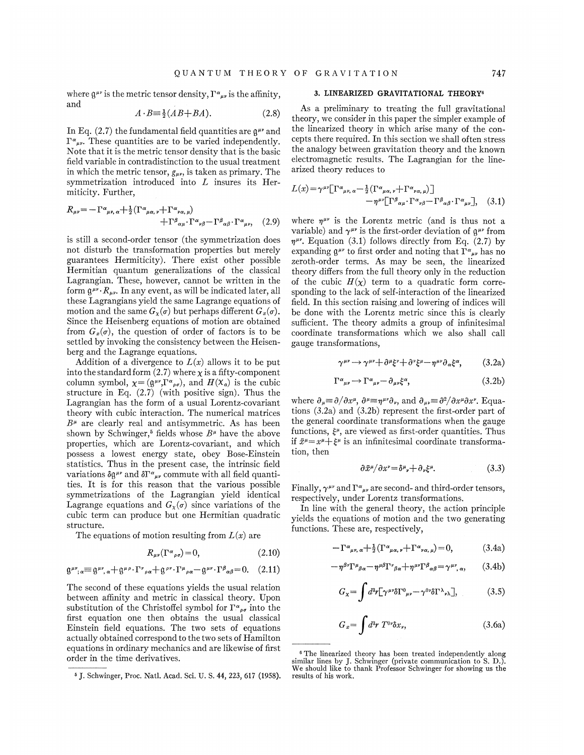where $\mathfrak{g}^{\mu\nu}$ is the metric tensor density, $\Gamma^\alpha{}_{\mu\nu}$ is the affinity, and

$$A\cdot B\equiv\tfrac{1}{2}(AB+BA). \tag{2.8}$$

In Eq. (2.7) the fundamental field quantities are $\mathfrak{g}^{\mu\nu}$ and $\Gamma^\alpha{}_{\mu\nu}$. These quantities are to be varied independently. Note that it is the metric tensor density that is the basic field variable in contradistinction to the usual treatment in which the metric tensor, $g_{\mu\nu}$, is taken as primary. The symmetrization introduced into $L$ insures its Hermiticity. Further,

$$R_{\mu\nu}=-\Gamma^\alpha{}_{\mu\nu,\alpha}+\tfrac{1}{2}(\Gamma^\alpha{}_{\mu\alpha,\nu}+\Gamma^\alpha{}_{\nu\alpha,\mu})+\Gamma^\beta{}_{\alpha\mu}\cdot\Gamma^\alpha{}_{\nu\beta}-\Gamma^\beta{}_{\alpha\beta}\cdot\Gamma^\alpha{}_{\mu\nu}, \tag{2.9}$$

is still a second-order tensor (the symmetrization does not disturb the transformation properties but merely guarantees Hermiticity). There exist other possible Hermitian quantum generalizations of the classical Lagrangian. These, however, cannot be written in the form $\mathfrak{g}^{\mu\nu}\cdot R_{\mu\nu}$. In any event, as will be indicated later, all these Lagrangians yield the same Lagrange equations of motion and the same $G_\chi(\sigma)$ but perhaps different $G_x(\sigma)$. Since the Heisenberg equations of motion are obtained from $G_x(\sigma)$, the question of order of factors is to be settled by invoking the consistency between the Heisenberg and the Lagrange equations.

Addition of a divergence to $L(x)$ allows it to be put into the standard form (2.7) where $\chi$ is a fifty-component column symbol, $\chi=(\mathfrak{g}^{\mu\nu},\Gamma^\alpha{}_{\rho\sigma})$, and $H(\chi_a)$ is the cubic structure in Eq. (2.7) (with positive sign). Thus the Lagrangian has the form of a usual Lorentz-covariant theory with cubic interaction. The numerical matrices $B^\mu$ are clearly real and antisymmetric. As has been shown by Schwinger,[5] fields whose $B^\mu$ have the above properties, which are Lorentz-covariant, and which possess a lowest energy state, obey Bose-Einstein statistics. Thus in the present case, the intrinsic field variations $\delta\mathfrak{g}^{\mu\nu}$ and $\delta\Gamma^\alpha{}_{\mu\nu}$ commute with all field quantities. It is for this reason that the various possible symmetrizations of the Lagrangian yield identical Lagrange equations and $G_\chi(\sigma)$ since variations of the cubic term can produce but one Hermitian quadratic structure.

The equations of motion resulting from $L(x)$ are

$$R_{\mu\nu}(\Gamma^\alpha{}_{\rho\sigma})=0, \tag{2.10}$$

$$\mathfrak{g}^{\mu\nu}{}_{;\alpha}\equiv\mathfrak{g}^{\mu\nu}{}_{,\alpha}+\mathfrak{g}^{\mu\rho}\cdot\Gamma^\nu{}_{\rho\alpha}+\mathfrak{g}^{\rho\nu}\cdot\Gamma^\mu{}_{\rho\alpha}-\mathfrak{g}^{\mu\nu}\cdot\Gamma^\beta{}_{\alpha\beta}=0. \tag{2.11}$$

The second of these equations yields the usual relation between affinity and metric in classical theory. Upon substitution of the Christoffel symbol for $\Gamma^\alpha{}_{\rho\sigma}$ into the first equation one then obtains the usual classical Einstein field equations. The two sets of equations actually obtained correspond to the two sets of Hamilton equations in ordinary mechanics and are likewise of first order in the time derivatives.

## 3. LINEARIZED GRAVITATIONAL THEORY[6]

As a preliminary to treating the full gravitational theory, we consider in this paper the simpler example of the linearized theory in which arise many of the concepts there required. In this section we shall often stress the analogy between gravitation theory and the known electromagnetic results. The Lagrangian for the linearized theory reduces to

$$L(x)=\gamma^{\mu\nu}[\Gamma^\alpha{}_{\mu\nu,\alpha}-\tfrac{1}{2}(\Gamma^\alpha{}_{\mu\alpha,\nu}+\Gamma^\alpha{}_{\nu\alpha,\mu})]-\eta^{\mu\nu}[\Gamma^\beta{}_{\alpha\mu}\cdot\Gamma^\alpha{}_{\nu\beta}-\Gamma^\beta{}_{\alpha\beta}\cdot\Gamma^\alpha{}_{\mu\nu}], \tag{3.1}$$

where $\eta^{\mu\nu}$ is the Lorentz metric (and is thus not a variable) and $\gamma^{\mu\nu}$ is the first-order deviation of $\mathfrak{g}^{\mu\nu}$ from $\eta^{\mu\nu}$. Equation (3.1) follows directly from Eq. (2.7) by expanding $\mathfrak{g}^{\mu\nu}$ to first order and noting that $\Gamma^\alpha{}_{\mu\nu}$ has no zeroth-order terms. As may be seen, the linearized theory differs from the full theory only in the reduction of the cubic $H(\chi)$ term to a quadratic form corresponding to the lack of self-interaction of the linearized field. In this section raising and lowering of indices will be done with the Lorentz metric since this is clearly sufficient. The theory admits a group of infinitesimal coordinate transformations which we also shall call gauge transformations,

$$\gamma^{\mu\nu}\to\gamma^{\mu\nu}+\partial^\mu\xi^\nu+\partial^\nu\xi^\mu-\eta^{\mu\nu}\partial_\alpha\xi^\alpha, \tag{3.2a}$$

$$\Gamma^\alpha{}_{\mu\nu}\to\Gamma^\alpha{}_{\mu\nu}-\partial_{\mu\nu}\xi^\alpha, \tag{3.2b}$$

where $\partial_\mu\equiv\partial/\partial x^\mu$, $\partial^\mu\equiv\eta^{\mu\nu}\partial_\nu$, and $\partial_{\mu\nu}\equiv\partial^2/\partial x^\mu\partial x^\nu$. Equations (3.2a) and (3.2b) represent the first-order part of the general coordinate transformations when the gauge functions, $\xi^\mu$, are viewed as first-order quantities. Thus if $\bar{x}^\mu=x^\mu+\xi^\mu$ is an infinitesimal coordinate transformation, then

$$\partial\bar{x}^\mu/\partial x^\nu=\delta^\mu{}_\nu+\partial_\nu\xi^\mu. \tag{3.3}$$

Finally, $\gamma^{\mu\nu}$ and $\Gamma^\alpha{}_{\mu\nu}$ are second- and third-order tensors, respectively, under Lorentz transformations.

In line with the general theory, the action principle yields the equations of motion and the two generating functions. These are, respectively,

$$-\Gamma^\alpha{}_{\mu\nu,\alpha}+\tfrac{1}{2}(\Gamma^\alpha{}_{\mu\alpha,\nu}+\Gamma^\alpha{}_{\nu\alpha,\mu})=0, \tag{3.4a}$$

$$-\eta^{\beta\nu}\Gamma^\mu{}_{\beta\alpha}-\eta^{\mu\beta}\Gamma^\nu{}_{\beta\alpha}+\eta^{\mu\nu}\Gamma^\beta{}_{\alpha\beta}=\gamma^{\mu\nu}{}_{,\alpha}, \tag{3.4b}$$

$$G_\chi=\int d^3r[\gamma^{\mu\nu}\delta\Gamma^0{}_{\mu\nu}-\gamma^{0\nu}\delta\Gamma^\lambda{}_{\nu\lambda}], \tag{3.5}$$

$$G_x=\int d^3r\;T^{0\nu}\delta x_\nu, \tag{3.6a}$$

---

[5] J. Schwinger, Proc. Natl. Acad. Sci. U. S. 44, 223, 617 (1958).

[6] The linearized theory has been treated independently along similar lines by J. Schwinger (private communication to S. D.). We should like to thank Professor Schwinger for showing us the results of his work.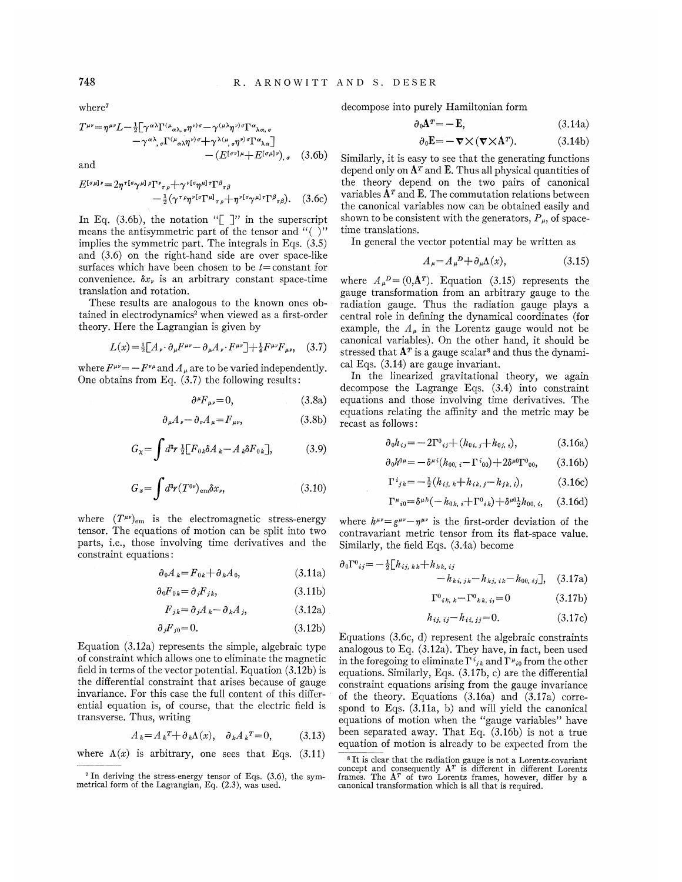where[7]

$$T^{\mu\nu}=\eta^{\mu\nu}L-\tfrac{1}{2}[\gamma^{\alpha\lambda}\Gamma^{(\mu}{}_{\alpha\lambda,\sigma}\eta^{\nu)\sigma}-\gamma^{(\mu\lambda}\eta^{\nu)\sigma}\Gamma^{\alpha}{}_{\lambda\alpha,\sigma}-\gamma^{\alpha\lambda}{}_{,\sigma}\Gamma^{(\mu}{}_{\alpha\lambda}\eta^{\nu)\sigma}+\gamma^{\lambda(\mu}{}_{,\sigma}\eta^{\nu)\sigma}\Gamma^{\alpha}{}_{\lambda\alpha}]-(E^{[\sigma\nu]\mu}+E^{[\sigma\mu]\nu})_{,\sigma} \quad (3.6b)$$

and

$$E^{[\sigma\mu]\nu}=2\eta^{\tau[\sigma}\gamma^{\mu]\rho}\Gamma^{\nu}{}_{\tau\rho}+\gamma^{\nu[\sigma}\eta^{\mu]\tau}\Gamma^{\beta}{}_{\tau\beta}-\tfrac{1}{2}(\gamma^{\tau\rho}\eta^{\nu[\sigma}\Gamma^{\mu]}{}_{\tau\rho}+\eta^{\nu[\sigma}\gamma^{\mu]\tau}\Gamma^{\beta}{}_{\tau\beta}). \quad (3.6c)$$

In Eq. (3.6b), the notation "[ ]" in the superscript means the antisymmetric part of the tensor and "( )" implies the symmetric part. The integrals in Eqs. (3.5) and (3.6) on the right-hand side are over space-like surfaces which have been chosen to be $t=$constant for convenience. $\delta x_\nu$ is an arbitrary constant space-time translation and rotation.

These results are analogous to the known ones obtained in electrodynamics[2] when viewed as a first-order theory. Here the Lagrangian is given by

$$L(x)=\tfrac{1}{2}[A_\nu\cdot\partial_\mu F^{\mu\nu}-\partial_\mu A_\nu\cdot F^{\mu\nu}]+\tfrac{1}{4}F^{\mu\nu}F_{\mu\nu}, \quad (3.7)$$

where $F^{\mu\nu}=-F^{\nu\mu}$ and $A_\mu$ are to be varied independently. One obtains from Eq. (3.7) the following results:

$$\partial^\mu F_{\mu\nu}=0, \quad (3.8a)$$

$$\partial_\mu A_\nu-\partial_\nu A_\mu=F_{\mu\nu}, \quad (3.8b)$$

$$G_\chi=\int d^3r\,\tfrac{1}{2}[F_{0k}\delta A_k-A_k\delta F_{0k}], \quad (3.9)$$

$$G_x=\int d^3r(T^{0\nu})_{\rm em}\delta x_\nu, \quad (3.10)$$

where $(T^{\mu\nu})_{\rm em}$ is the electromagnetic stress-energy tensor. The equations of motion can be split into two parts, i.e., those involving time derivatives and the constraint equations:

$$\partial_0 A_k=F_{0k}+\partial_k A_0, \quad (3.11a)$$

$$\partial_0 F_{0k}=\partial_j F_{jk}, \quad (3.11b)$$

$$F_{jk}=\partial_j A_k-\partial_k A_j, \quad (3.12a)$$

$$\partial_j F_{j0}=0. \quad (3.12b)$$

Equation (3.12a) represents the simple, algebraic type of constraint which allows one to eliminate the magnetic field in terms of the vector potential. Equation (3.12b) is the differential constraint that arises because of gauge invariance. For this case the full content of this differential equation is, of course, that the electric field is transverse. Thus, writing

$$A_k=A_k{}^T+\partial_k\Lambda(x), \quad \partial_k A_k{}^T=0, \quad (3.13)$$

where $\Lambda(x)$ is arbitrary, one sees that Eqs. (3.11) decompose into purely Hamiltonian form

$$\partial_0\mathbf{A}^T=-\mathbf{E}, \quad (3.14a)$$

$$\partial_0\mathbf{E}=-\nabla\times(\nabla\times\mathbf{A}^T). \quad (3.14b)$$

Similarly, it is easy to see that the generating functions depend only on $\mathbf{A}^T$ and $\mathbf{E}$. Thus all physical quantities of the theory depend on the two pairs of canonical variables $\mathbf{A}^T$ and $\mathbf{E}$. The commutation relations between the canonical variables now can be obtained easily and shown to be consistent with the generators, $P_\mu$, of space-time translations.

In general the vector potential may be written as

$$A_\mu=A_\mu{}^D+\partial_\mu\Lambda(x), \quad (3.15)$$

where $A_\mu{}^D=(0,\mathbf{A}^T)$. Equation (3.15) represents the gauge transformation from an arbitrary gauge to the radiation gauge. Thus the radiation gauge plays a central role in defining the dynamical coordinates (for example, the $A_\mu$ in the Lorentz gauge would not be canonical variables). On the other hand, it should be stressed that $\mathbf{A}^T$ is a gauge scalar[8] and thus the dynamical Eqs. (3.14) are gauge invariant.

In the linearized gravitational theory, we again decompose the Lagrange Eqs. (3.4) into constraint equations and those involving time derivatives. The equations relating the affinity and the metric may be recast as follows:

$$\partial_0 h_{ij}=-2\Gamma^0{}_{ij}+(h_{0i,j}+h_{0j,i}), \quad (3.16a)$$

$$\partial_0 h^{0\mu}=-\delta^{\mu i}(h_{00,i}-\Gamma^i{}_{00})+2\delta^{\mu 0}\Gamma^0{}_{00}, \quad (3.16b)$$

$$\Gamma^i{}_{jk}=-\tfrac{1}{2}(h_{ij,k}+h_{ik,j}-h_{jk,i}), \quad (3.16c)$$

$$\Gamma^\mu{}_{i0}=\delta^{\mu k}(-h_{0k,i}+\Gamma^0{}_{ik})+\delta^{\mu 0}\tfrac{1}{2}h_{00,i}, \quad (3.16d)$$

where $h^{\mu\nu}=g^{\mu\nu}-\eta^{\mu\nu}$ is the first-order deviation of the contravariant metric tensor from its flat-space value. Similarly, the field Eqs. (3.4a) become

$$\partial_0\Gamma^0{}_{ij}=-\tfrac{1}{2}[h_{ij,kk}+h_{kk,ij}-h_{ki,jk}-h_{kj,ik}-h_{00,ij}], \quad (3.17a)$$

$$\Gamma^0{}_{ik,k}-\Gamma^0{}_{kk,i}=0 \quad (3.17b)$$

$$h_{ij,ij}-h_{ii,jj}=0. \quad (3.17c)$$

Equations (3.6c, d) represent the algebraic constraints analogous to Eq. (3.12a). They have, in fact, been used in the foregoing to eliminate $\Gamma^i{}_{jk}$ and $\Gamma^\mu{}_{i0}$ from the other equations. Similarly, Eqs. (3.17b, c) are the differential constraint equations arising from the gauge invariance of the theory. Equations (3.16a) and (3.17a) correspond to Eqs. (3.11a, b) and will yield the canonical equations of motion when the "gauge variables" have been separated away. That Eq. (3.16b) is not a true equation of motion is already to be expected from the

[7] In deriving the stress-energy tensor of Eqs. (3.6), the symmetrical form of the Lagrangian, Eq. (2.3), was used.

[8] It is clear that the radiation gauge is not a Lorentz-covariant concept and consequently $\mathbf{A}^T$ is different in different Lorentz frames. The $\mathbf{A}^T$ of two Lorentz frames, however, differ by a canonical transformation which is all that is required.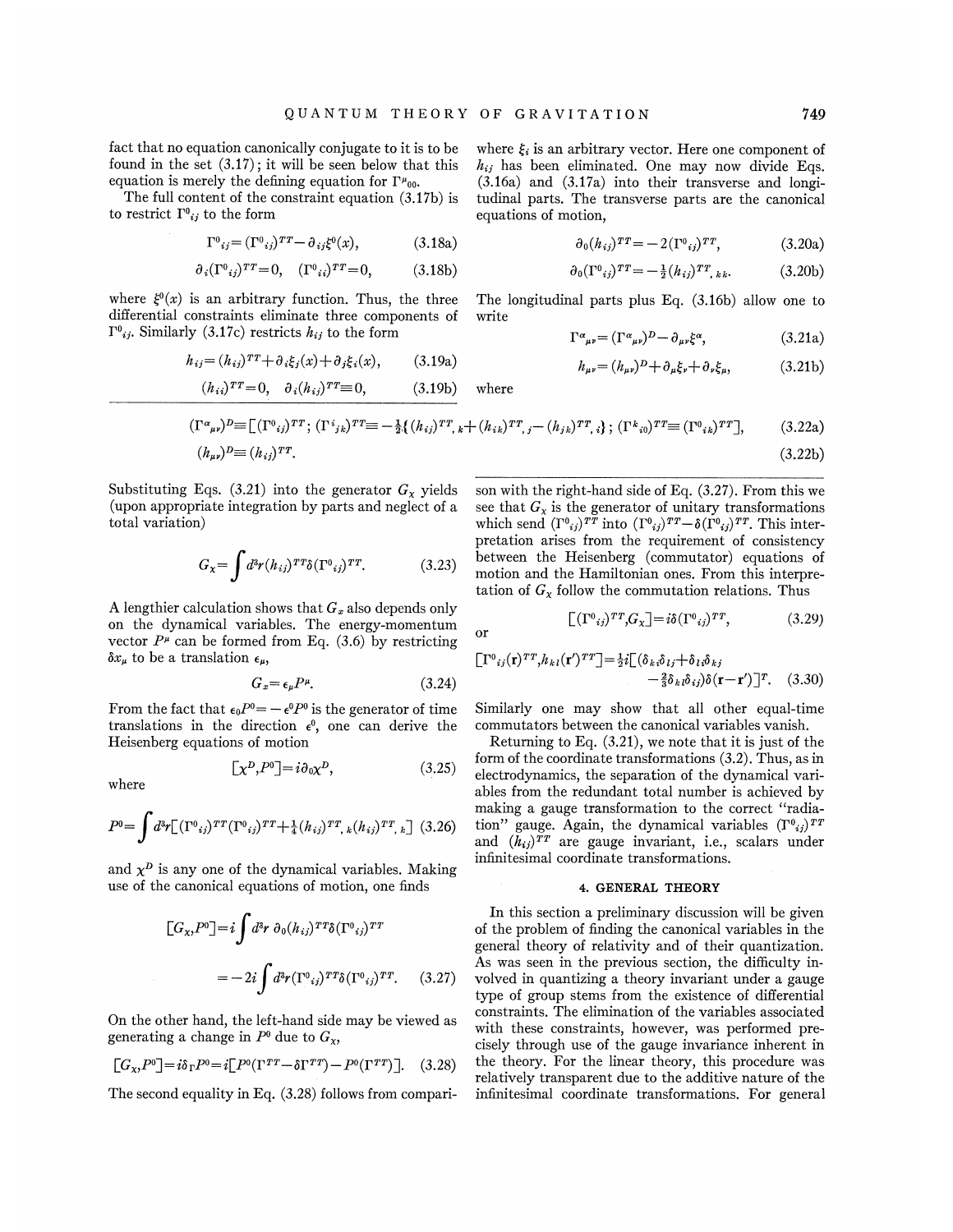fact that no equation canonically conjugate to it is to be found in the set (3.17); it will be seen below that this equation is merely the defining equation for $\Gamma^{\mu}{}_{00}$.

The full content of the constraint equation (3.17b) is to restrict $\Gamma^0{}_{ij}$ to the form

$$\Gamma^0{}_{ij} = (\Gamma^0{}_{ij})^{TT} - \partial_{ij}\xi^0(x), \tag{3.18a}$$

$$\partial_i(\Gamma^0{}_{ij})^{TT} = 0, \quad (\Gamma^0{}_{ii})^{TT} = 0, \tag{3.18b}$$

where $\xi^0(x)$ is an arbitrary function. Thus, the three differential constraints eliminate three components of $\Gamma^0{}_{ij}$. Similarly (3.17c) restricts $h_{ij}$ to the form

$$h_{ij} = (h_{ij})^{TT} + \partial_i\xi_j(x) + \partial_j\xi_i(x), \tag{3.19a}$$

$$(h_{ii})^{TT} = 0, \quad \partial_i(h_{ij})^{TT} \equiv 0, \tag{3.19b}$$

where $\xi_i$ is an arbitrary vector. Here one component of $h_{ij}$ has been eliminated. One may now divide Eqs. (3.16a) and (3.17a) into their transverse and longitudinal parts. The transverse parts are the canonical equations of motion,

$$\partial_0(h_{ij})^{TT} = -2(\Gamma^0{}_{ij})^{TT}, \tag{3.20a}$$

$$\partial_0(\Gamma^0{}_{ij})^{TT} = -\tfrac{1}{2}(h_{ij})^{TT}{}_{,kk}. \tag{3.20b}$$

The longitudinal parts plus Eq. (3.16b) allow one to write

$$\Gamma^{\alpha}{}_{\mu\nu} = (\Gamma^{\alpha}{}_{\mu\nu})^D - \partial_{\mu\nu}\xi^{\alpha}, \tag{3.21a}$$

$$h_{\mu\nu} = (h_{\mu\nu})^D + \partial_\mu\xi_\nu + \partial_\nu\xi_\mu, \tag{3.21b}$$

where

$$(\Gamma^{\alpha}{}_{\mu\nu})^D \equiv [(\Gamma^0{}_{ij})^{TT}; (\Gamma^i{}_{jk})^{TT} \equiv -\tfrac{1}{2}\{(h_{ij})^{TT}{}_{,k} + (h_{ik})^{TT}{}_{,j} - (h_{jk})^{TT}{}_{,i}\}; (\Gamma^k{}_{i0})^{TT} \equiv (\Gamma^0{}_{ik})^{TT}], \tag{3.22a}$$

$$(h_{\mu\nu})^D \equiv (h_{ij})^{TT}. \tag{3.22b}$$

Substituting Eqs. (3.21) into the generator $G_X$ yields (upon appropriate integration by parts and neglect of a total variation)

$$G_X = \int d^3r (h_{ij})^{TT}\delta(\Gamma^0{}_{ij})^{TT}. \tag{3.23}$$

A lengthier calculation shows that $G_x$ also depends only on the dynamical variables. The energy-momentum vector $P^\mu$ can be formed from Eq. (3.6) by restricting $\delta x_\mu$ to be a translation $\epsilon_\mu$,

$$G_x = \epsilon_\mu P^\mu. \tag{3.24}$$

From the fact that $\epsilon_0 P^0 = -\epsilon^0 P^0$ is the generator of time translations in the direction $\epsilon^0$, one can derive the Heisenberg equations of motion

$$[\chi^D, P^0] = i\partial_0\chi^D, \tag{3.25}$$

where

$$P^0 = \int d^3r[(\Gamma^0{}_{ij})^{TT}(\Gamma^0{}_{ij})^{TT} + \tfrac{1}{4}(h_{ij})^{TT}{}_{,k}(h_{ij})^{TT}{}_{,k}] \tag{3.26}$$

and $\chi^D$ is any one of the dynamical variables. Making use of the canonical equations of motion, one finds

$$[G_X, P^0] = i\int d^3r\, \partial_0(h_{ij})^{TT}\delta(\Gamma^0{}_{ij})^{TT}$$

$$= -2i\int d^3r(\Gamma^0{}_{ij})^{TT}\delta(\Gamma^0{}_{ij})^{TT}. \tag{3.27}$$

On the other hand, the left-hand side may be viewed as generating a change in $P^0$ due to $G_X$,

$$[G_X, P^0] = i\delta_\Gamma P^0 = i[P^0(\Gamma^{TT} - \delta\Gamma^{TT}) - P^0(\Gamma^{TT})]. \tag{3.28}$$

The second equality in Eq. (3.28) follows from comparison with the right-hand side of Eq. (3.27). From this we see that $G_X$ is the generator of unitary transformations which send $(\Gamma^0{}_{ij})^{TT}$ into $(\Gamma^0{}_{ij})^{TT} - \delta(\Gamma^0{}_{ij})^{TT}$. This interpretation arises from the requirement of consistency between the Heisenberg (commutator) equations of motion and the Hamiltonian ones. From this interpretation of $G_X$ follow the commutation relations. Thus

$$[(\Gamma^0{}_{ij})^{TT}, G_X] = i\delta(\Gamma^0{}_{ij})^{TT}, \tag{3.29}$$

or

$$[\Gamma^0{}_{ij}(\mathbf{r})^{TT}, h_{kl}(\mathbf{r}')^{TT}] = \tfrac{1}{2}i[(\delta_{ki}\delta_{lj} + \delta_{li}\delta_{kj} - \tfrac{2}{3}\delta_{kl}\delta_{ij})\delta(\mathbf{r} - \mathbf{r}')]^T. \tag{3.30}$$

Similarly one may show that all other equal-time commutators between the canonical variables vanish.

Returning to Eq. (3.21), we note that it is just of the form of the coordinate transformations (3.2). Thus, as in electrodynamics, the separation of the dynamical variables from the redundant total number is achieved by making a gauge transformation to the correct "radiation" gauge. Again, the dynamical variables $(\Gamma^0{}_{ij})^{TT}$ and $(h_{ij})^{TT}$ are gauge invariant, i.e., scalars under infinitesimal coordinate transformations.

## 4. GENERAL THEORY

In this section a preliminary discussion will be given of the problem of finding the canonical variables in the general theory of relativity and of their quantization. As was seen in the previous section, the difficulty involved in quantizing a theory invariant under a gauge type of group stems from the existence of differential constraints. The elimination of the variables associated with these constraints, however, was performed precisely through use of the gauge invariance inherent in the theory. For the linear theory, this procedure was relatively transparent due to the additive nature of the infinitesimal coordinate transformations. For general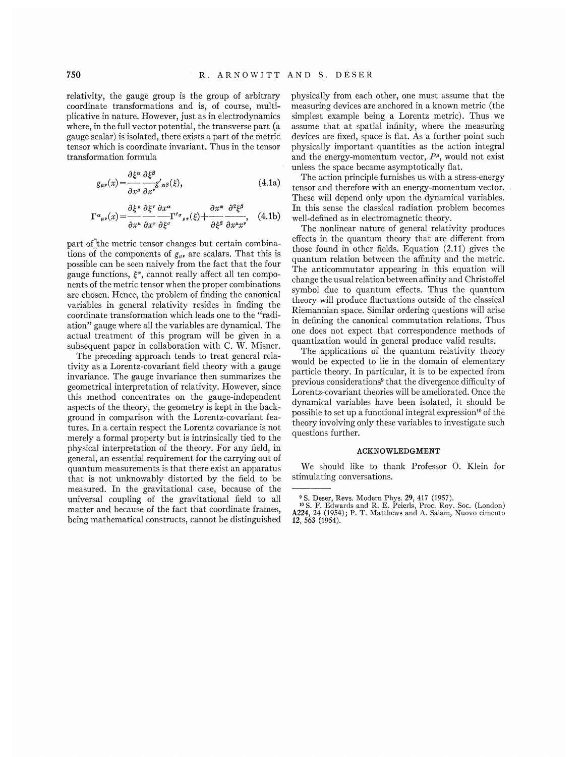relativity, the gauge group is the group of arbitrary coordinate transformations and is, of course, multiplicative in nature. However, just as in electrodynamics where, in the full vector potential, the transverse part (a gauge scalar) is isolated, there exists a part of the metric tensor which is coordinate invariant. Thus in the tensor transformation formula

$$g_{\mu\nu}(x)=\frac{\partial\xi^{\alpha}}{\partial x^{\mu}}\frac{\partial\xi^{\beta}}{\partial x^{\nu}}g'_{\alpha\beta}(\xi), \tag{4.1a}$$

$$\Gamma^{\alpha}{}_{\mu\nu}(x)=\frac{\partial\xi^{\rho}}{\partial x^{\mu}}\frac{\partial\xi^{\tau}}{\partial x^{\nu}}\frac{\partial x^{\alpha}}{\partial\xi^{\sigma}}\Gamma'^{\sigma}{}_{\rho\tau}(\xi)+\frac{\partial x^{\alpha}}{\partial\xi^{\beta}}\frac{\partial^{2}\xi^{\beta}}{\partial x^{\mu}x^{\nu}}, \tag{4.1b}$$

part of the metric tensor changes but certain combinations of the components of $g_{\mu\nu}$ are scalars. That this is possible can be seen naively from the fact that the four gauge functions, $\xi^{\alpha}$, cannot really affect all ten components of the metric tensor when the proper combinations are chosen. Hence, the problem of finding the canonical variables in general relativity resides in finding the coordinate transformation which leads one to the "radiation" gauge where all the variables are dynamical. The actual treatment of this program will be given in a subsequent paper in collaboration with C. W. Misner.

The preceding approach tends to treat general relativity as a Lorentz-covariant field theory with a gauge invariance. The gauge invariance then summarizes the geometrical interpretation of relativity. However, since this method concentrates on the gauge-independent aspects of the theory, the geometry is kept in the background in comparison with the Lorentz-covariant features. In a certain respect the Lorentz covariance is not merely a formal property but is intrinsically tied to the physical interpretation of the theory. For any field, in general, an essential requirement for the carrying out of quantum measurements is that there exist an apparatus that is not unknowably distorted by the field to be measured. In the gravitational case, because of the universal coupling of the gravitational field to all matter and because of the fact that coordinate frames, being mathematical constructs, cannot be distinguished physically from each other, one must assume that the measuring devices are anchored in a known metric (the simplest example being a Lorentz metric). Thus we assume that at spatial infinity, where the measuring devices are fixed, space is flat. As a further point such physically important quantities as the action integral and the energy-momentum vector, $P^{\mu}$, would not exist unless the space became asymptotically flat.

The action principle furnishes us with a stress-energy tensor and therefore with an energy-momentum vector. These will depend only upon the dynamical variables. In this sense the classical radiation problem becomes well-defined as in electromagnetic theory.

The nonlinear nature of general relativity produces effects in the quantum theory that are different from those found in other fields. Equation (2.11) gives the quantum relation between the affinity and the metric. The anticommutator appearing in this equation will change the usual relation between affinity and Christoffel symbol due to quantum effects. Thus the quantum theory will produce fluctuations outside of the classical Riemannian space. Similar ordering questions will arise in defining the canonical commutation relations. Thus one does not expect that correspondence methods of quantization would in general produce valid results.

The applications of the quantum relativity theory would be expected to lie in the domain of elementary particle theory. In particular, it is to be expected from previous considerations[9] that the divergence difficulty of Lorentz-covariant theories will be ameliorated. Once the dynamical variables have been isolated, it should be possible to set up a functional integral expression[10] of the theory involving only these variables to investigate such questions further.

## ACKNOWLEDGMENT

We should like to thank Professor O. Klein for stimulating conversations.

---

[9] S. Deser, Revs. Modern Phys. **29**, 417 (1957).

[10] S. F. Edwards and R. E. Peierls, Proc. Roy. Soc. (London) **A224**, 24 (1954); P. T. Matthews and A. Salam, Nuovo cimento **12**, 563 (1954).